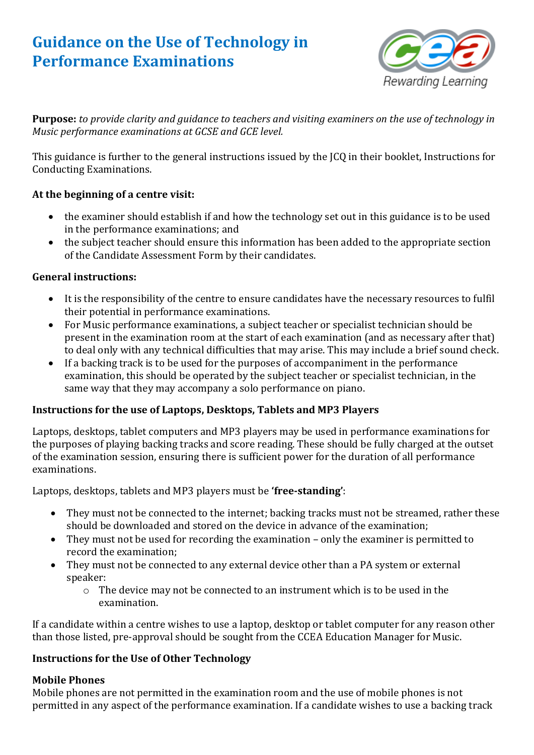# Guidance on the Use of Technology in Performance Examinations

**Purpose:** *to provide clarity and guidance to teachers and visiting examiners on the use of technology in Music performance examinations at GCSE and GCE level.*

This guidance is further to the general instructions issued by the JCQ in their booklet, Instructions for Conducting Examinations.

**At the beginning of a centre visit:**

- the examiner should establish if and how the technology set out in this guidance is to be used in the performance examinations; and
- the subject teacher should ensure this information has been added to the appropriate section of the Candidate Assessment Form by their candidates.

**General instructions:**

- It is the responsibility of the centre to ensure candidates have the necessary resources to fulfil their potential in performance examinations.
- For Music performance examinations, a subject teacher or specialist technician should be present in the examination room at the start of each examination (and as necessary after that) to deal only with any technical difficulties that may arise. This may include a brief sound check.
- If a backing track is to be used for the purposes of accompaniment in the performance examination, this should be operated by the subject teacher or specialist technician, in the same way that they may accompany a solo performance on piano.

**Instructions for the use of Laptops, Desktops, Tablets and MP3 Players**

Laptops, desktops, tablet computers and MP3 players may be used in performance examinations for the purposes of playing backing tracks and score reading. These should be fully charged at the outset of the examination session, ensuring there is sufficient power for the duration of all performance examinations.

Laptops, desktops, tablets and MP3 players must be **'free-standing'**:

- They must not be connected to the internet; backing tracks must not be streamed, rather these should be downloaded and stored on the device in advance of the examination;
- They must not be used for recording the examination – only the examiner is permitted to record the examination;
- They must not be connected to any external device other than a PA system or external speaker:
  - The device may not be connected to an instrument which is to be used in the examination.

If a candidate within a centre wishes to use a laptop, desktop or tablet computer for any reason other than those listed, pre-approval should be sought from the CCEA Education Manager for Music.

**Instructions for the Use of Other Technology**

**Mobile Phones**
Mobile phones are not permitted in the examination room and the use of mobile phones is not permitted in any aspect of the performance examination. If a candidate wishes to use a backing track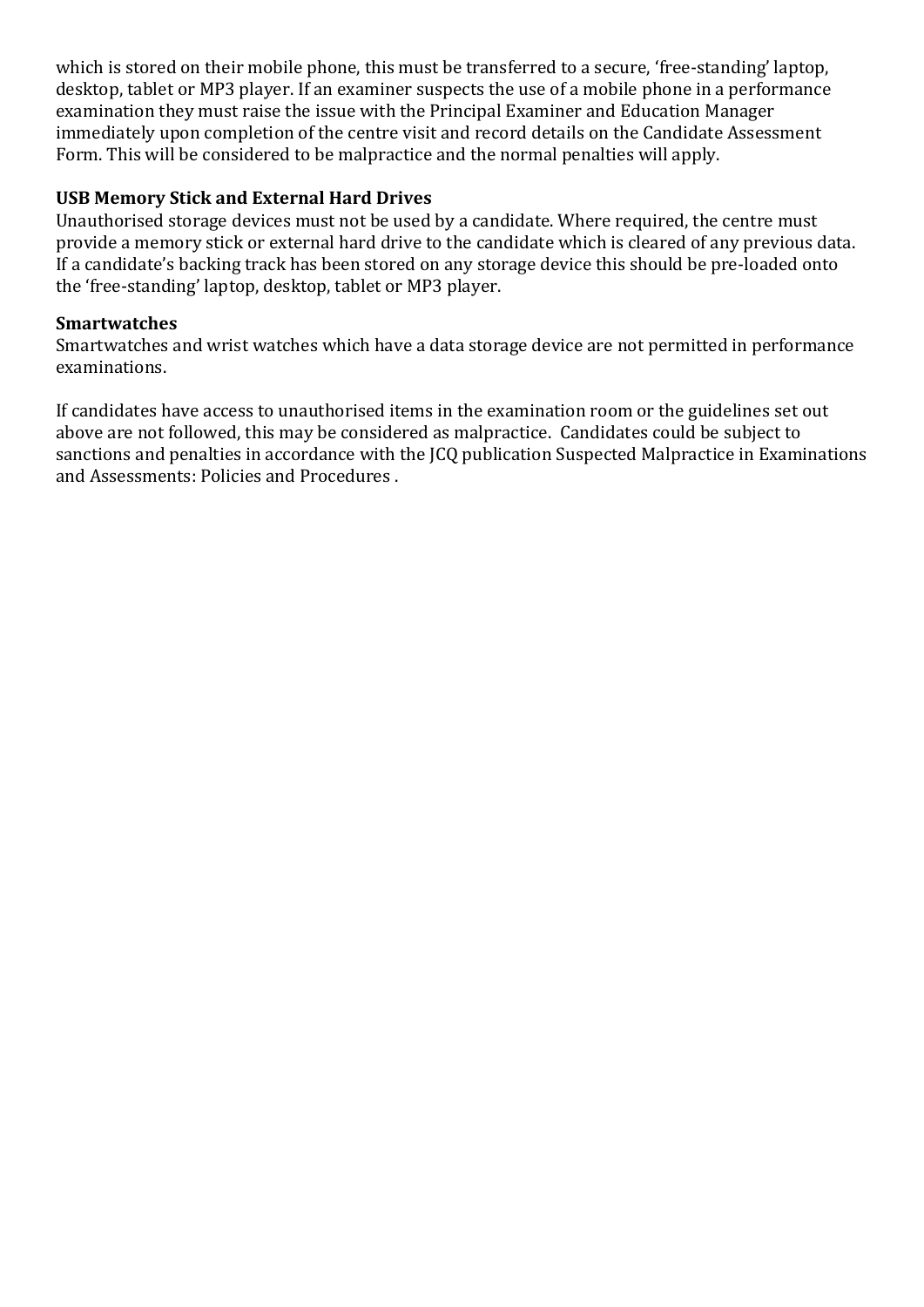which is stored on their mobile phone, this must be transferred to a secure, 'free-standing' laptop, desktop, tablet or MP3 player. If an examiner suspects the use of a mobile phone in a performance examination they must raise the issue with the Principal Examiner and Education Manager immediately upon completion of the centre visit and record details on the Candidate Assessment Form. This will be considered to be malpractice and the normal penalties will apply.

**USB Memory Stick and External Hard Drives**

Unauthorised storage devices must not be used by a candidate. Where required, the centre must provide a memory stick or external hard drive to the candidate which is cleared of any previous data. If a candidate's backing track has been stored on any storage device this should be pre-loaded onto the 'free-standing' laptop, desktop, tablet or MP3 player.

**Smartwatches**

Smartwatches and wrist watches which have a data storage device are not permitted in performance examinations.

If candidates have access to unauthorised items in the examination room or the guidelines set out above are not followed, this may be considered as malpractice. Candidates could be subject to sanctions and penalties in accordance with the JCQ publication Suspected Malpractice in Examinations and Assessments: Policies and Procedures .